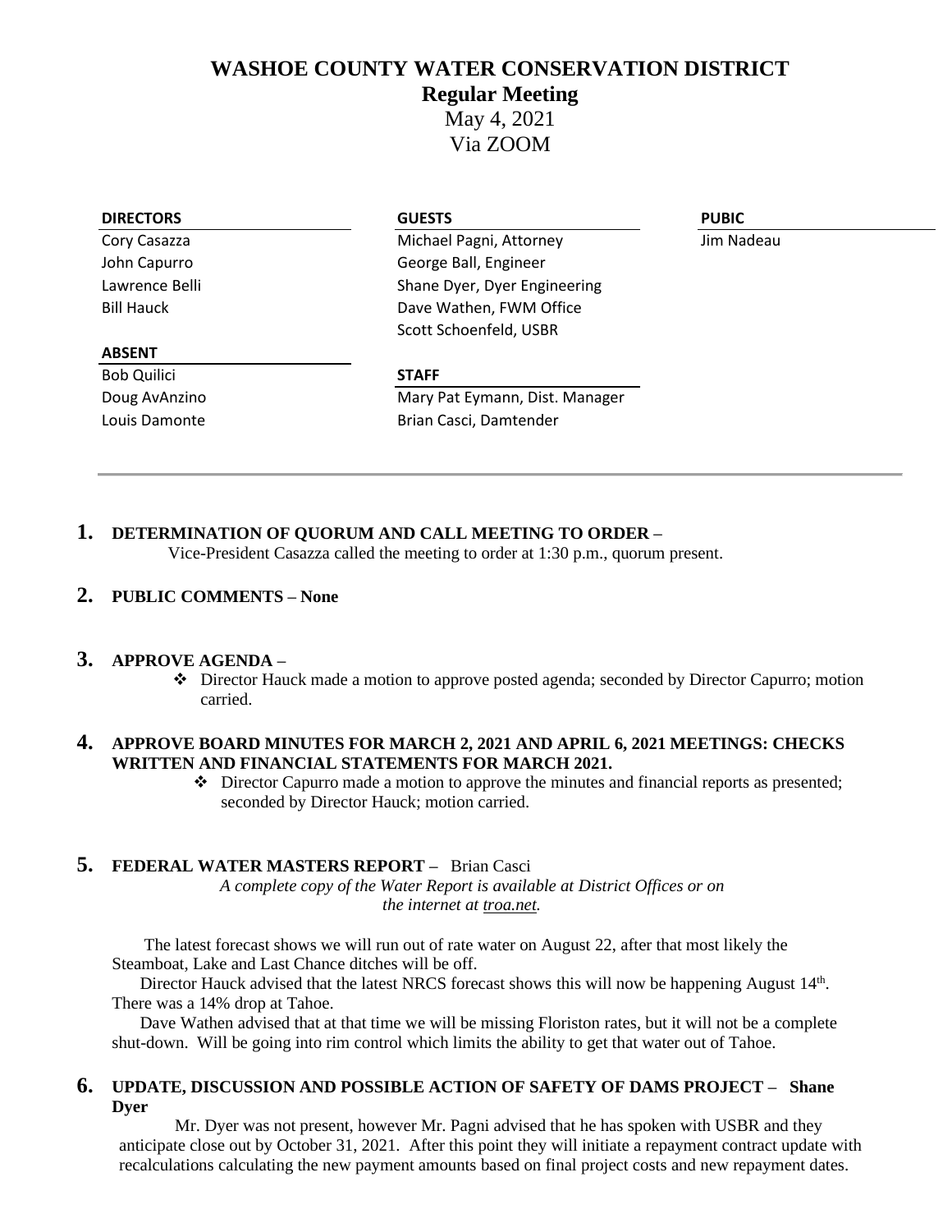# WASHOE COUNTY WATER CONSERVATION DISTRICT

## Regular Meeting

May 4, 2021

Via ZOOM

| DIRECTORS | GUESTS | PUBIC |
| --- | --- | --- |
| Cory Casazza | Michael Pagni, Attorney | Jim Nadeau |
| John Capurro | George Ball, Engineer | |
| Lawrence Belli | Shane Dyer, Dyer Engineering | |
| Bill Hauck | Dave Wathen, FWM Office | |
| | Scott Schoenfeld, USBR | |
| **ABSENT** | | |
| Bob Quilici | **STAFF** | |
| Doug AvAnzino | Mary Pat Eymann, Dist. Manager | |
| Louis Damonte | Brian Casci, Damtender | |

**1. DETERMINATION OF QUORUM AND CALL MEETING TO ORDER –**

Vice-President Casazza called the meeting to order at 1:30 p.m., quorum present.

**2. PUBLIC COMMENTS – None**

**3. APPROVE AGENDA –**

- Director Hauck made a motion to approve posted agenda; seconded by Director Capurro; motion carried.

**4. APPROVE BOARD MINUTES FOR MARCH 2, 2021 AND APRIL 6, 2021 MEETINGS: CHECKS WRITTEN AND FINANCIAL STATEMENTS FOR MARCH 2021.**

- Director Capurro made a motion to approve the minutes and financial reports as presented; seconded by Director Hauck; motion carried.

**5. FEDERAL WATER MASTERS REPORT –** Brian Casci

*A complete copy of the Water Report is available at District Offices or on the internet at troa.net.*

The latest forecast shows we will run out of rate water on August 22, after that most likely the Steamboat, Lake and Last Chance ditches will be off.

Director Hauck advised that the latest NRCS forecast shows this will now be happening August 14th. There was a 14% drop at Tahoe.

Dave Wathen advised that at that time we will be missing Floriston rates, but it will not be a complete shut-down. Will be going into rim control which limits the ability to get that water out of Tahoe.

**6. UPDATE, DISCUSSION AND POSSIBLE ACTION OF SAFETY OF DAMS PROJECT – Shane Dyer**

Mr. Dyer was not present, however Mr. Pagni advised that he has spoken with USBR and they anticipate close out by October 31, 2021. After this point they will initiate a repayment contract update with recalculations calculating the new payment amounts based on final project costs and new repayment dates.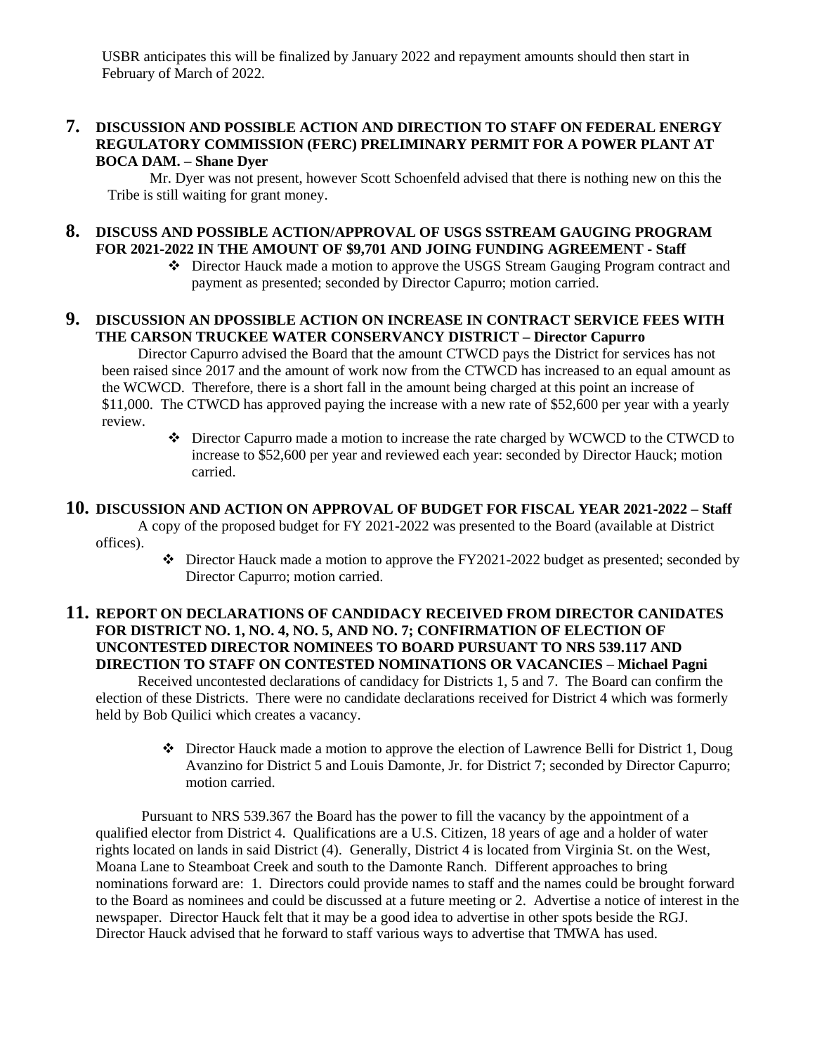USBR anticipates this will be finalized by January 2022 and repayment amounts should then start in February of March of 2022.

**7. DISCUSSION AND POSSIBLE ACTION AND DIRECTION TO STAFF ON FEDERAL ENERGY REGULATORY COMMISSION (FERC) PRELIMINARY PERMIT FOR A POWER PLANT AT BOCA DAM. – Shane Dyer**

Mr. Dyer was not present, however Scott Schoenfeld advised that there is nothing new on this the Tribe is still waiting for grant money.

**8. DISCUSS AND POSSIBLE ACTION/APPROVAL OF USGS SSTREAM GAUGING PROGRAM FOR 2021-2022 IN THE AMOUNT OF $9,701 AND JOING FUNDING AGREEMENT - Staff**

- ❖ Director Hauck made a motion to approve the USGS Stream Gauging Program contract and payment as presented; seconded by Director Capurro; motion carried.

**9. DISCUSSION AN DPOSSIBLE ACTION ON INCREASE IN CONTRACT SERVICE FEES WITH THE CARSON TRUCKEE WATER CONSERVANCY DISTRICT – Director Capurro**

Director Capurro advised the Board that the amount CTWCD pays the District for services has not been raised since 2017 and the amount of work now from the CTWCD has increased to an equal amount as the WCWCD. Therefore, there is a short fall in the amount being charged at this point an increase of $11,000. The CTWCD has approved paying the increase with a new rate of $52,600 per year with a yearly review.

- ❖ Director Capurro made a motion to increase the rate charged by WCWCD to the CTWCD to increase to $52,600 per year and reviewed each year: seconded by Director Hauck; motion carried.

**10. DISCUSSION AND ACTION ON APPROVAL OF BUDGET FOR FISCAL YEAR 2021-2022 – Staff**

A copy of the proposed budget for FY 2021-2022 was presented to the Board (available at District offices).

- ❖ Director Hauck made a motion to approve the FY2021-2022 budget as presented; seconded by Director Capurro; motion carried.

**11. REPORT ON DECLARATIONS OF CANDIDACY RECEIVED FROM DIRECTOR CANIDATES FOR DISTRICT NO. 1, NO. 4, NO. 5, AND NO. 7; CONFIRMATION OF ELECTION OF UNCONTESTED DIRECTOR NOMINEES TO BOARD PURSUANT TO NRS 539.117 AND DIRECTION TO STAFF ON CONTESTED NOMINATIONS OR VACANCIES – Michael Pagni**

Received uncontested declarations of candidacy for Districts 1, 5 and 7. The Board can confirm the election of these Districts. There were no candidate declarations received for District 4 which was formerly held by Bob Quilici which creates a vacancy.

- ❖ Director Hauck made a motion to approve the election of Lawrence Belli for District 1, Doug Avanzino for District 5 and Louis Damonte, Jr. for District 7; seconded by Director Capurro; motion carried.

Pursuant to NRS 539.367 the Board has the power to fill the vacancy by the appointment of a qualified elector from District 4. Qualifications are a U.S. Citizen, 18 years of age and a holder of water rights located on lands in said District (4). Generally, District 4 is located from Virginia St. on the West, Moana Lane to Steamboat Creek and south to the Damonte Ranch. Different approaches to bring nominations forward are: 1. Directors could provide names to staff and the names could be brought forward to the Board as nominees and could be discussed at a future meeting or 2. Advertise a notice of interest in the newspaper. Director Hauck felt that it may be a good idea to advertise in other spots beside the RGJ. Director Hauck advised that he forward to staff various ways to advertise that TMWA has used.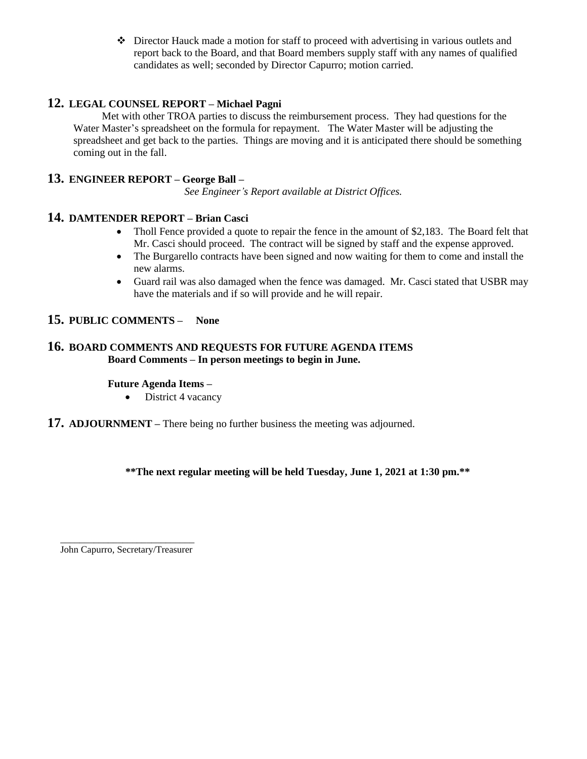- ❖ Director Hauck made a motion for staff to proceed with advertising in various outlets and report back to the Board, and that Board members supply staff with any names of qualified candidates as well; seconded by Director Capurro; motion carried.

## 12. LEGAL COUNSEL REPORT – Michael Pagni

Met with other TROA parties to discuss the reimbursement process. They had questions for the Water Master's spreadsheet on the formula for repayment. The Water Master will be adjusting the spreadsheet and get back to the parties. Things are moving and it is anticipated there should be something coming out in the fall.

## 13. ENGINEER REPORT – George Ball –

*See Engineer's Report available at District Offices.*

## 14. DAMTENDER REPORT – Brian Casci

- Tholl Fence provided a quote to repair the fence in the amount of $2,183. The Board felt that Mr. Casci should proceed. The contract will be signed by staff and the expense approved.
- The Burgarello contracts have been signed and now waiting for them to come and install the new alarms.
- Guard rail was also damaged when the fence was damaged. Mr. Casci stated that USBR may have the materials and if so will provide and he will repair.

## 15. PUBLIC COMMENTS – None

## 16. BOARD COMMENTS AND REQUESTS FOR FUTURE AGENDA ITEMS

**Board Comments – In person meetings to begin in June.**

**Future Agenda Items –**

- District 4 vacancy

## 17. ADJOURNMENT – There being no further business the meeting was adjourned.

**\*\*The next regular meeting will be held Tuesday, June 1, 2021 at 1:30 pm.\*\***

\_\_\_\_\_\_\_\_\_\_\_\_\_\_\_\_\_\_\_\_\_\_\_\_\_\_\_\_
John Capurro, Secretary/Treasurer